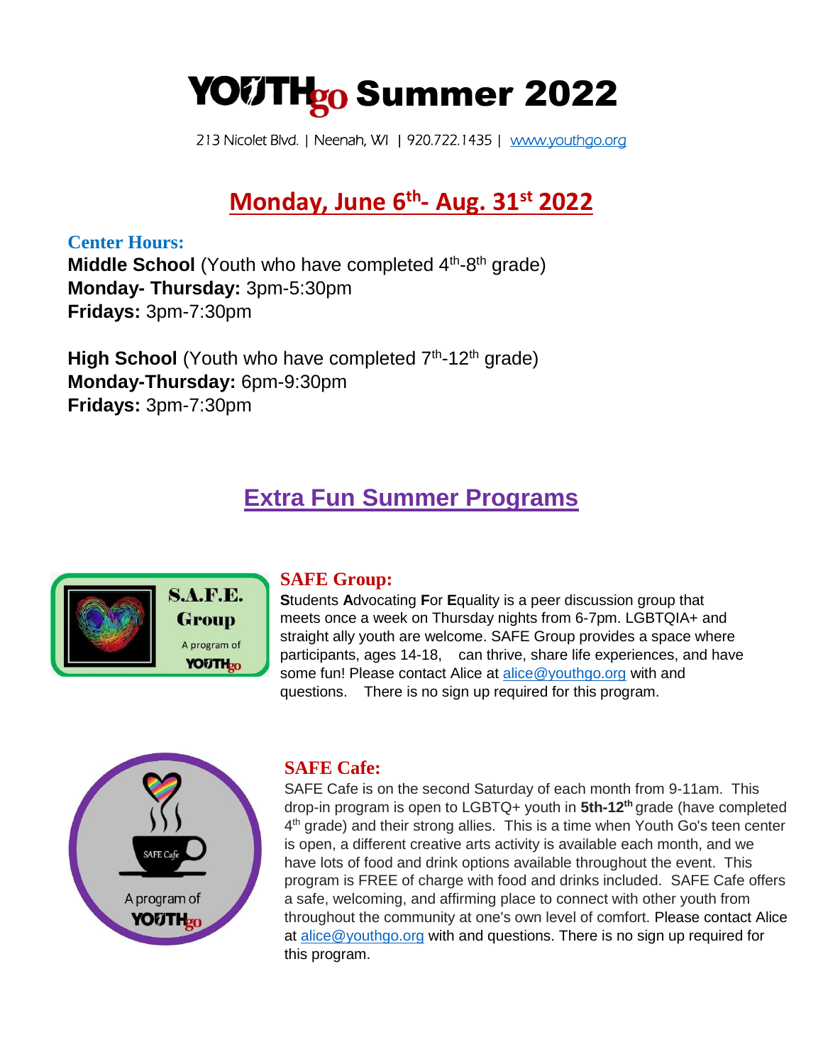# YOUTHgo Summer 2022

213 Nicolet Blvd. | Neenah, WI | 920.722.1435 | www.youthgo.org

## Monday, June 6th- Aug. 31st 2022

**Center Hours:**

**Middle School** (Youth who have completed 4th-8th grade)
**Monday- Thursday:** 3pm-5:30pm
**Fridays:** 3pm-7:30pm

**High School** (Youth who have completed 7th-12th grade)
**Monday-Thursday:** 6pm-9:30pm
**Fridays:** 3pm-7:30pm

## Extra Fun Summer Programs

### SAFE Group:

**S**tudents **A**dvocating **F**or **E**quality is a peer discussion group that meets once a week on Thursday nights from 6-7pm. LGBTQIA+ and straight ally youth are welcome. SAFE Group provides a space where participants, ages 14-18, can thrive, share life experiences, and have some fun! Please contact Alice at alice@youthgo.org with and questions. There is no sign up required for this program.

### SAFE Cafe:

SAFE Cafe is on the second Saturday of each month from 9-11am. This drop-in program is open to LGBTQ+ youth in **5th-12th** grade (have completed 4th grade) and their strong allies. This is a time when Youth Go's teen center is open, a different creative arts activity is available each month, and we have lots of food and drink options available throughout the event. This program is FREE of charge with food and drinks included. SAFE Cafe offers a safe, welcoming, and affirming place to connect with other youth from throughout the community at one's own level of comfort. Please contact Alice at alice@youthgo.org with and questions. There is no sign up required for this program.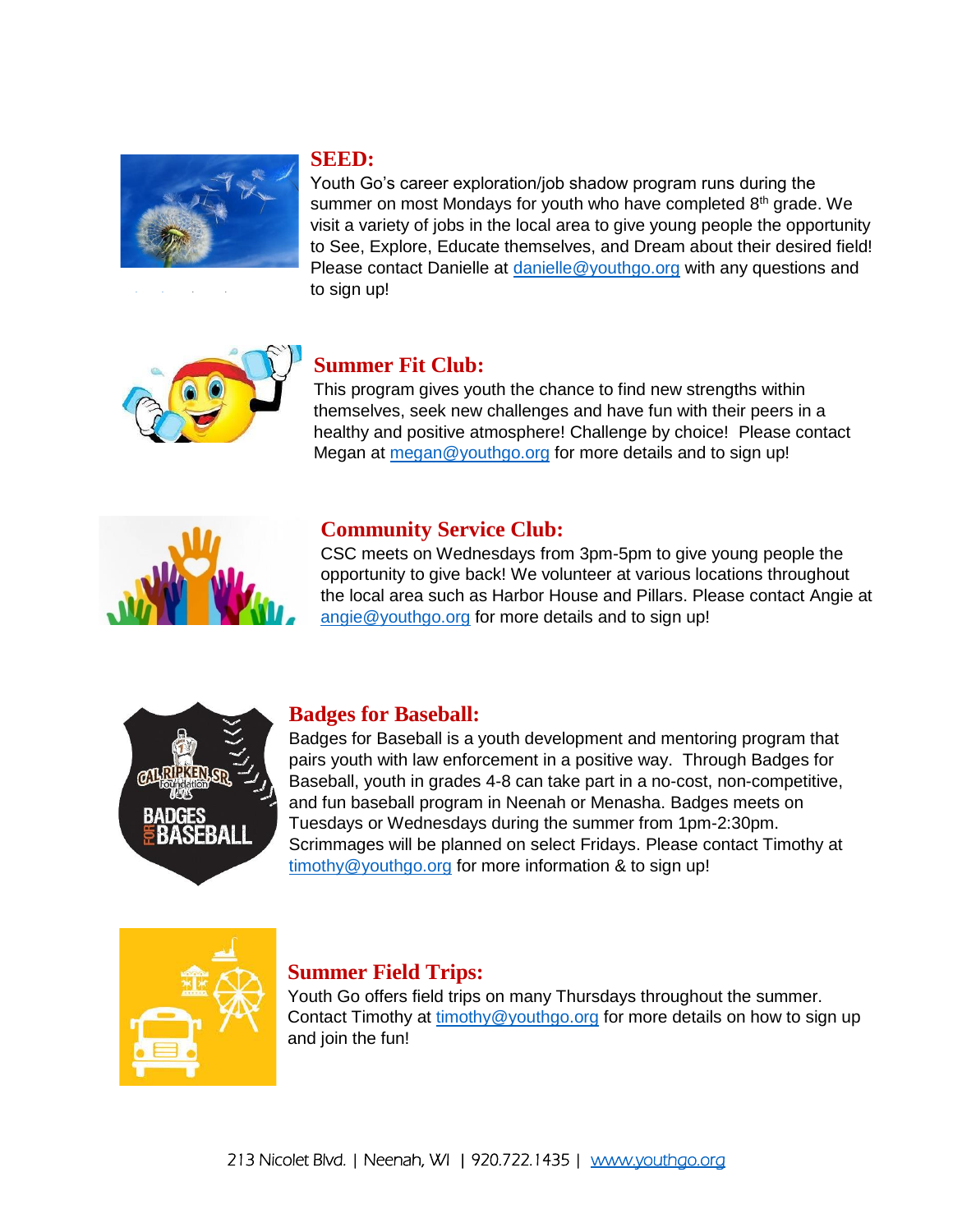## SEED:

Youth Go's career exploration/job shadow program runs during the summer on most Mondays for youth who have completed 8th grade. We visit a variety of jobs in the local area to give young people the opportunity to See, Explore, Educate themselves, and Dream about their desired field! Please contact Danielle at danielle@youthgo.org with any questions and to sign up!

## Summer Fit Club:

This program gives youth the chance to find new strengths within themselves, seek new challenges and have fun with their peers in a healthy and positive atmosphere! Challenge by choice! Please contact Megan at megan@youthgo.org for more details and to sign up!

## Community Service Club:

CSC meets on Wednesdays from 3pm-5pm to give young people the opportunity to give back! We volunteer at various locations throughout the local area such as Harbor House and Pillars. Please contact Angie at angie@youthgo.org for more details and to sign up!

## Badges for Baseball:

Badges for Baseball is a youth development and mentoring program that pairs youth with law enforcement in a positive way. Through Badges for Baseball, youth in grades 4-8 can take part in a no-cost, non-competitive, and fun baseball program in Neenah or Menasha. Badges meets on Tuesdays or Wednesdays during the summer from 1pm-2:30pm. Scrimmages will be planned on select Fridays. Please contact Timothy at timothy@youthgo.org for more information & to sign up!

## Summer Field Trips:

Youth Go offers field trips on many Thursdays throughout the summer. Contact Timothy at timothy@youthgo.org for more details on how to sign up and join the fun!

213 Nicolet Blvd. | Neenah, WI | 920.722.1435 | www.youthgo.org